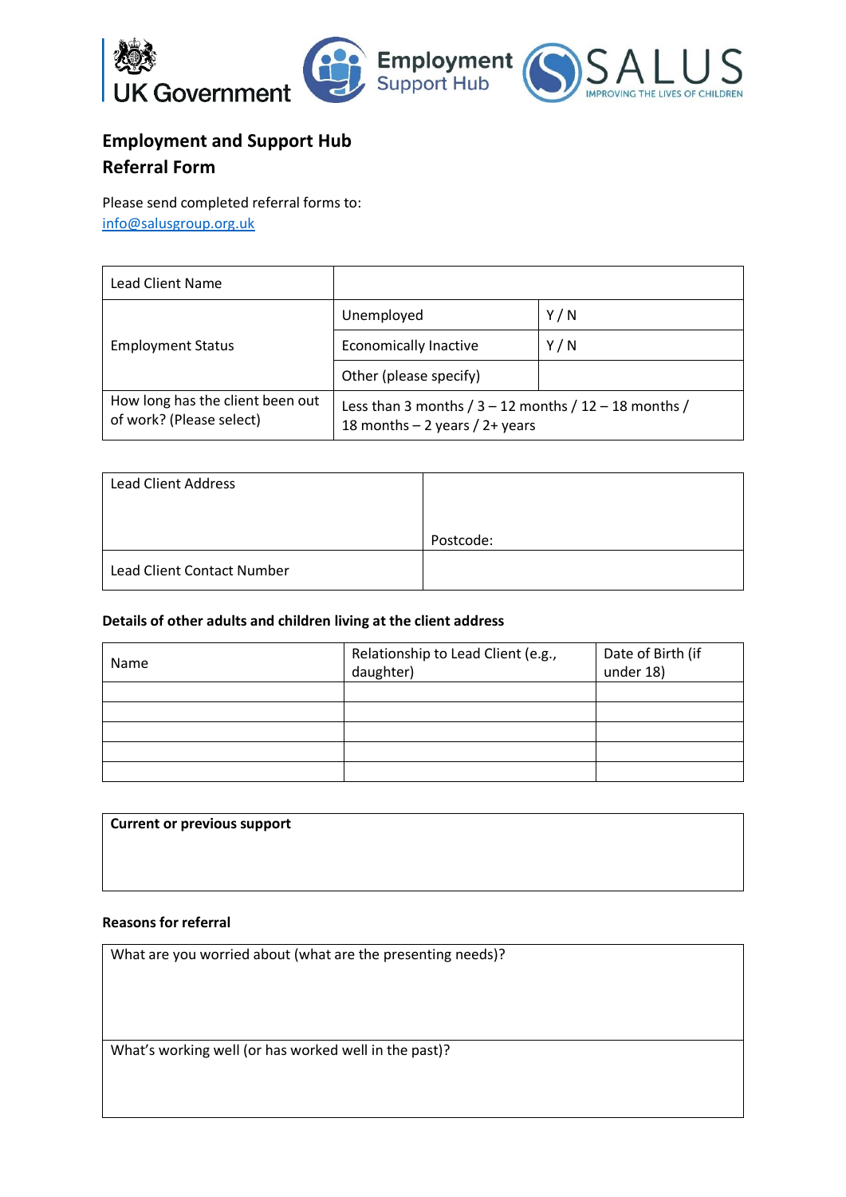UK Government | Employment Support Hub | SALUS IMPROVING THE LIVES OF CHILDREN

## Employment and Support Hub
## Referral Form

Please send completed referral forms to:
info@salusgroup.org.uk

| Lead Client Name | | |
|---|---|---|
| Employment Status | Unemployed | Y / N |
| | Economically Inactive | Y / N |
| | Other (please specify) | |
| How long has the client been out of work? (Please select) | Less than 3 months / 3 – 12 months / 12 – 18 months / 18 months – 2 years / 2+ years | |

| Lead Client Address | Postcode: |
|---|---|
| Lead Client Contact Number | |

**Details of other adults and children living at the client address**

| Name | Relationship to Lead Client (e.g., daughter) | Date of Birth (if under 18) |
|---|---|---|
| | | |
| | | |
| | | |
| | | |
| | | |

| **Current or previous support** |
|---|
| |

**Reasons for referral**

| What are you worried about (what are the presenting needs)? |
|---|
| What's working well (or has worked well in the past)? |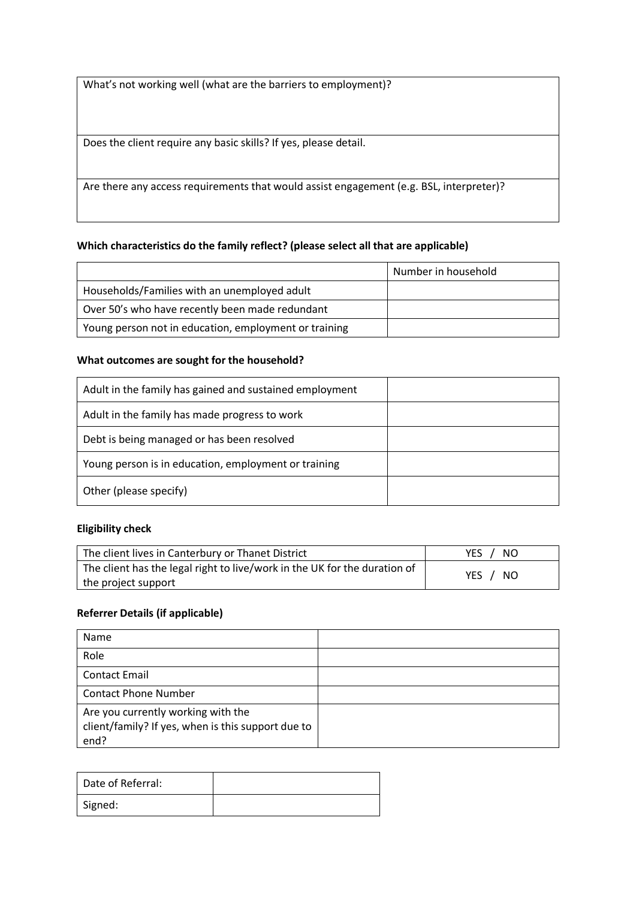| What's not working well (what are the barriers to employment)? |
| --- |
| Does the client require any basic skills? If yes, please detail. |
| Are there any access requirements that would assist engagement (e.g. BSL, interpreter)? |

**Which characteristics do the family reflect? (please select all that are applicable)**

| | Number in household |
| --- | --- |
| Households/Families with an unemployed adult | |
| Over 50's who have recently been made redundant | |
| Young person not in education, employment or training | |

**What outcomes are sought for the household?**

| | |
| --- | --- |
| Adult in the family has gained and sustained employment | |
| Adult in the family has made progress to work | |
| Debt is being managed or has been resolved | |
| Young person is in education, employment or training | |
| Other (please specify) | |

**Eligibility check**

| | |
| --- | --- |
| The client lives in Canterbury or Thanet District | YES / NO |
| The client has the legal right to live/work in the UK for the duration of the project support | YES / NO |

**Referrer Details (if applicable)**

| | |
| --- | --- |
| Name | |
| Role | |
| Contact Email | |
| Contact Phone Number | |
| Are you currently working with the client/family? If yes, when is this support due to end? | |

| | |
| --- | --- |
| Date of Referral: | |
| Signed: | |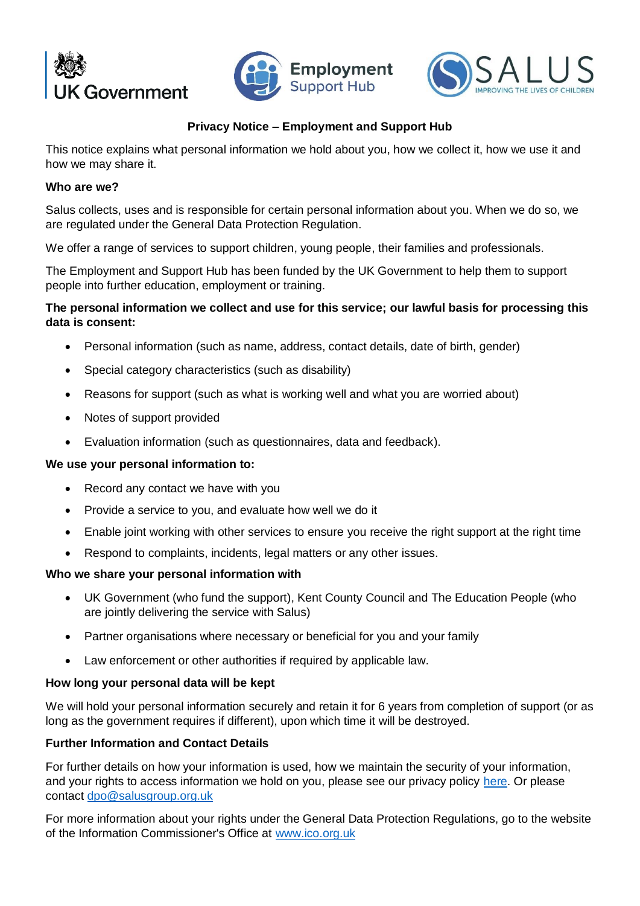**Privacy Notice – Employment and Support Hub**

This notice explains what personal information we hold about you, how we collect it, how we use it and how we may share it.

**Who are we?**

Salus collects, uses and is responsible for certain personal information about you. When we do so, we are regulated under the General Data Protection Regulation.

We offer a range of services to support children, young people, their families and professionals.

The Employment and Support Hub has been funded by the UK Government to help them to support people into further education, employment or training.

**The personal information we collect and use for this service; our lawful basis for processing this data is consent:**

- Personal information (such as name, address, contact details, date of birth, gender)
- Special category characteristics (such as disability)
- Reasons for support (such as what is working well and what you are worried about)
- Notes of support provided
- Evaluation information (such as questionnaires, data and feedback).

**We use your personal information to:**

- Record any contact we have with you
- Provide a service to you, and evaluate how well we do it
- Enable joint working with other services to ensure you receive the right support at the right time
- Respond to complaints, incidents, legal matters or any other issues.

**Who we share your personal information with**

- UK Government (who fund the support), Kent County Council and The Education People (who are jointly delivering the service with Salus)
- Partner organisations where necessary or beneficial for you and your family
- Law enforcement or other authorities if required by applicable law.

**How long your personal data will be kept**

We will hold your personal information securely and retain it for 6 years from completion of support (or as long as the government requires if different), upon which time it will be destroyed.

**Further Information and Contact Details**

For further details on how your information is used, how we maintain the security of your information, and your rights to access information we hold on you, please see our privacy policy here. Or please contact dpo@salusgroup.org.uk

For more information about your rights under the General Data Protection Regulations, go to the website of the Information Commissioner's Office at www.ico.org.uk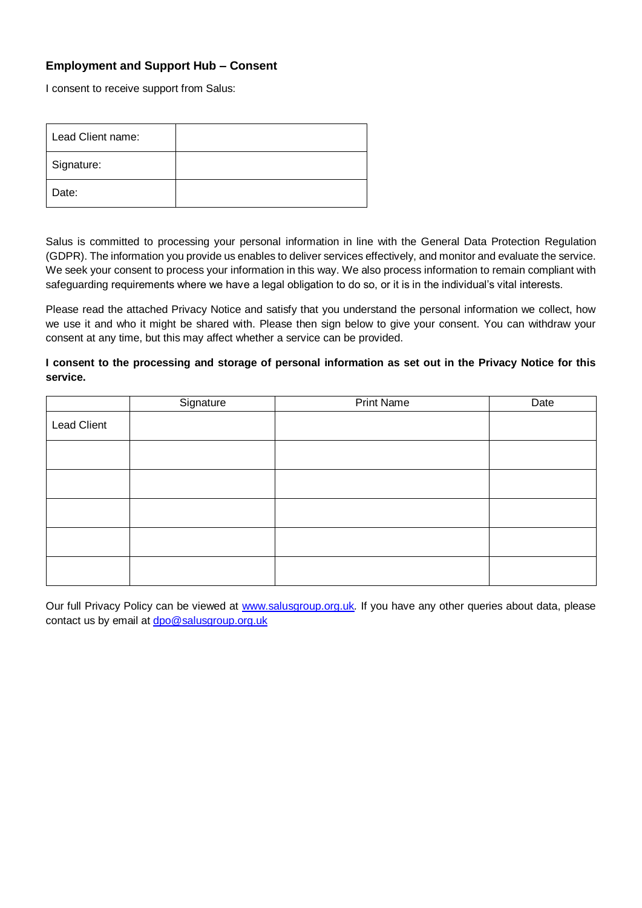**Employment and Support Hub – Consent**

I consent to receive support from Salus:

| | |
|---|---|
| Lead Client name: | |
| Signature: | |
| Date: | |

Salus is committed to processing your personal information in line with the General Data Protection Regulation (GDPR). The information you provide us enables to deliver services effectively, and monitor and evaluate the service. We seek your consent to process your information in this way. We also process information to remain compliant with safeguarding requirements where we have a legal obligation to do so, or it is in the individual's vital interests.

Please read the attached Privacy Notice and satisfy that you understand the personal information we collect, how we use it and who it might be shared with. Please then sign below to give your consent. You can withdraw your consent at any time, but this may affect whether a service can be provided.

**I consent to the processing and storage of personal information as set out in the Privacy Notice for this service.**

| | Signature | Print Name | Date |
|---|---|---|---|
| Lead Client | | | |
| | | | |
| | | | |
| | | | |
| | | | |
| | | | |

Our full Privacy Policy can be viewed at www.salusgroup.org.uk. If you have any other queries about data, please contact us by email at dpo@salusgroup.org.uk